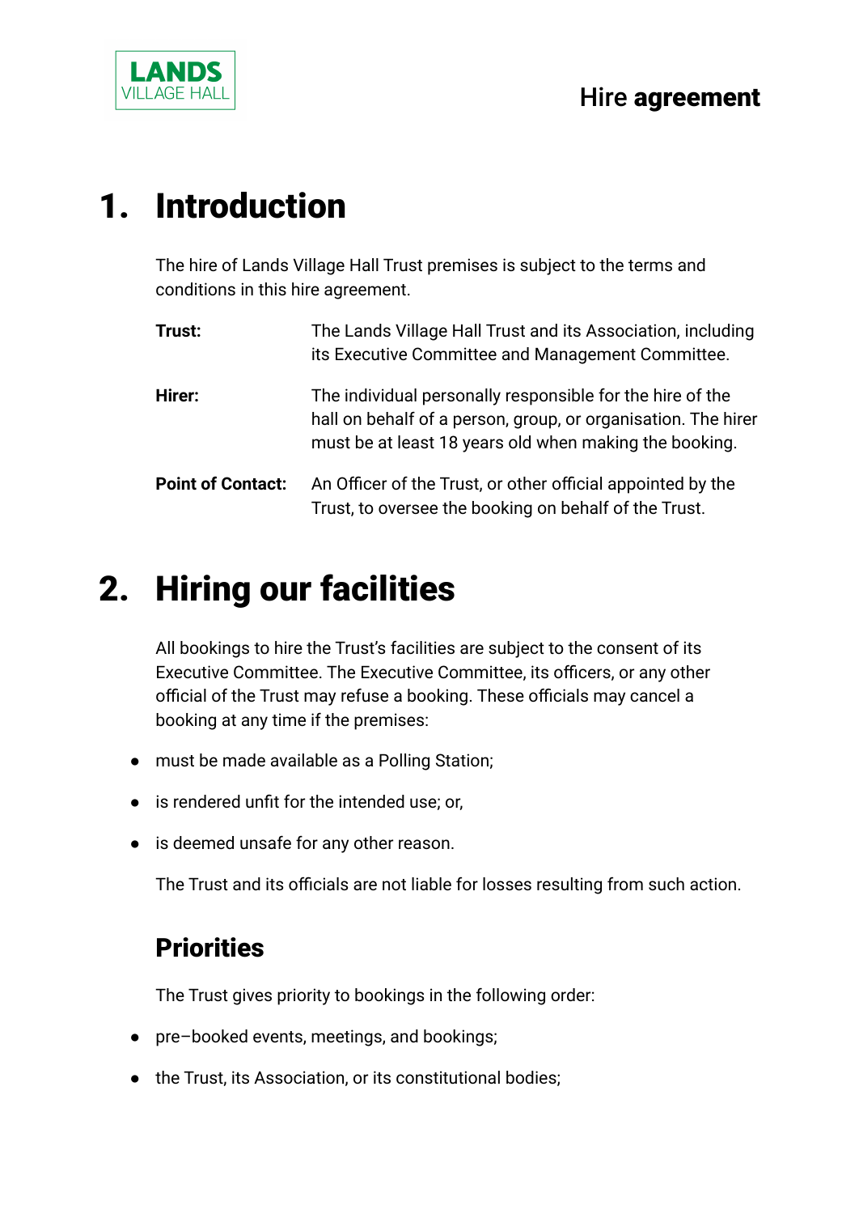# 1. Introduction

The hire of Lands Village Hall Trust premises is subject to the terms and conditions in this hire agreement.

| | |
|---|---|
| **Trust:** | The Lands Village Hall Trust and its Association, including its Executive Committee and Management Committee. |
| **Hirer:** | The individual personally responsible for the hire of the hall on behalf of a person, group, or organisation. The hirer must be at least 18 years old when making the booking. |
| **Point of Contact:** | An Officer of the Trust, or other official appointed by the Trust, to oversee the booking on behalf of the Trust. |

# 2. Hiring our facilities

All bookings to hire the Trust's facilities are subject to the consent of its Executive Committee. The Executive Committee, its officers, or any other official of the Trust may refuse a booking. These officials may cancel a booking at any time if the premises:

- must be made available as a Polling Station;
- is rendered unfit for the intended use; or,
- is deemed unsafe for any other reason.

The Trust and its officials are not liable for losses resulting from such action.

## Priorities

The Trust gives priority to bookings in the following order:

- pre–booked events, meetings, and bookings;
- the Trust, its Association, or its constitutional bodies;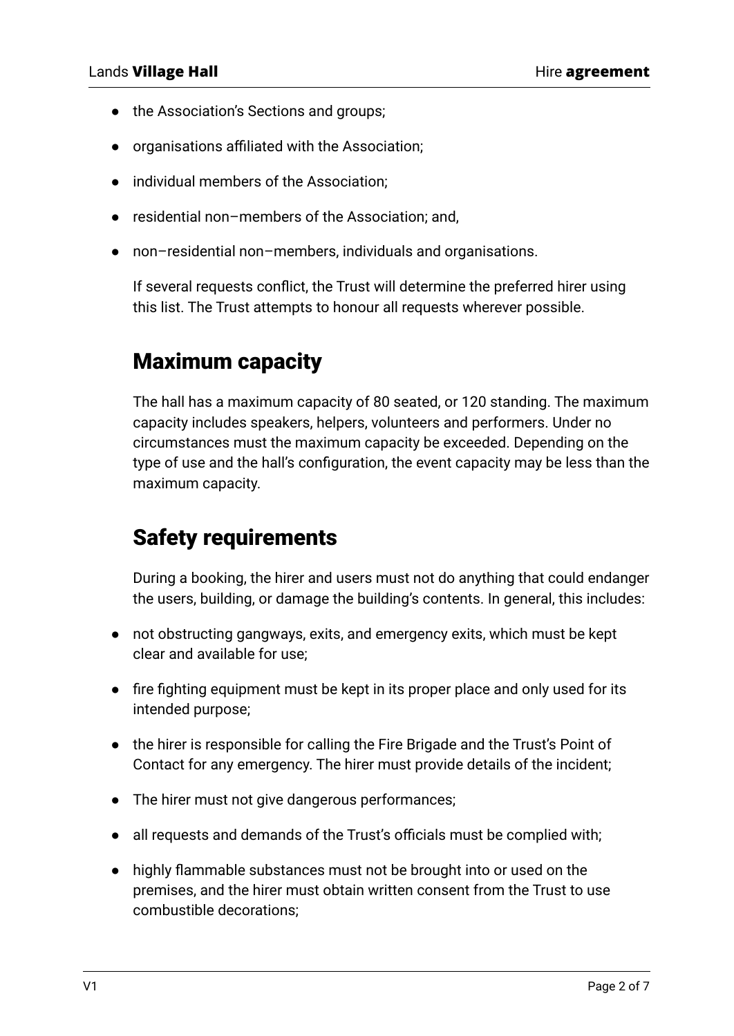- the Association's Sections and groups;
- organisations affiliated with the Association;
- individual members of the Association;
- residential non–members of the Association; and,
- non–residential non–members, individuals and organisations.

  If several requests conflict, the Trust will determine the preferred hirer using this list. The Trust attempts to honour all requests wherever possible.

## Maximum capacity

The hall has a maximum capacity of 80 seated, or 120 standing. The maximum capacity includes speakers, helpers, volunteers and performers. Under no circumstances must the maximum capacity be exceeded. Depending on the type of use and the hall's configuration, the event capacity may be less than the maximum capacity.

## Safety requirements

During a booking, the hirer and users must not do anything that could endanger the users, building, or damage the building's contents. In general, this includes:

- not obstructing gangways, exits, and emergency exits, which must be kept clear and available for use;
- fire fighting equipment must be kept in its proper place and only used for its intended purpose;
- the hirer is responsible for calling the Fire Brigade and the Trust's Point of Contact for any emergency. The hirer must provide details of the incident;
- The hirer must not give dangerous performances;
- all requests and demands of the Trust's officials must be complied with;
- highly flammable substances must not be brought into or used on the premises, and the hirer must obtain written consent from the Trust to use combustible decorations;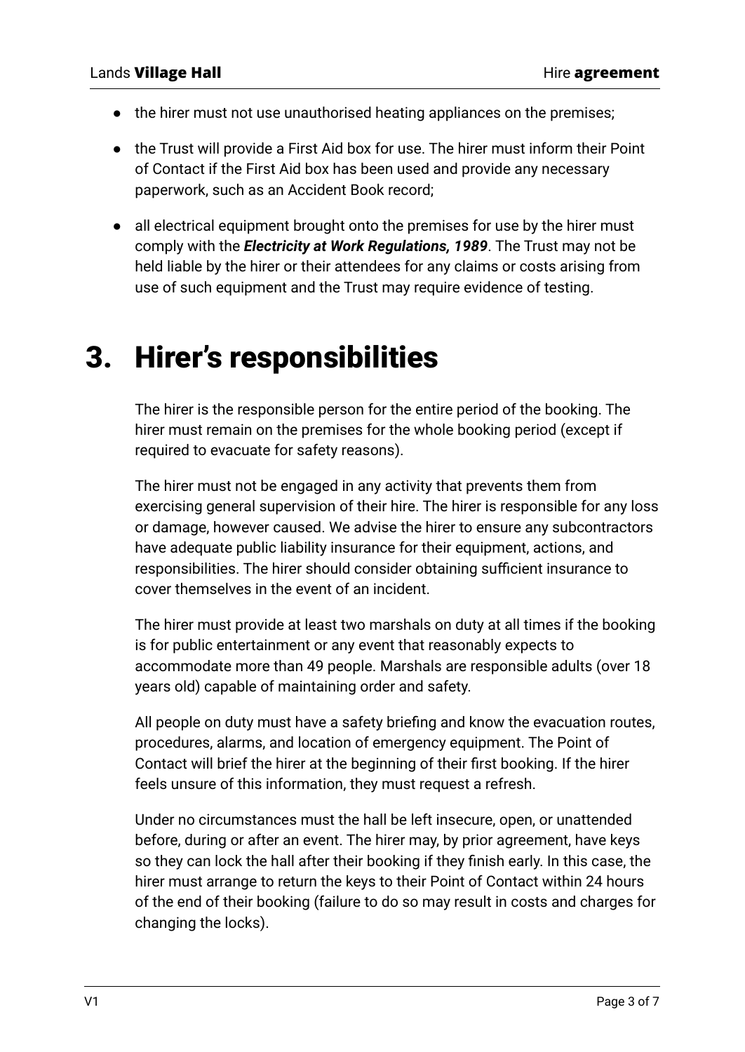- the hirer must not use unauthorised heating appliances on the premises;

- the Trust will provide a First Aid box for use. The hirer must inform their Point of Contact if the First Aid box has been used and provide any necessary paperwork, such as an Accident Book record;

- all electrical equipment brought onto the premises for use by the hirer must comply with the ***Electricity at Work Regulations, 1989***. The Trust may not be held liable by the hirer or their attendees for any claims or costs arising from use of such equipment and the Trust may require evidence of testing.

# 3. Hirer's responsibilities

The hirer is the responsible person for the entire period of the booking. The hirer must remain on the premises for the whole booking period (except if required to evacuate for safety reasons).

The hirer must not be engaged in any activity that prevents them from exercising general supervision of their hire. The hirer is responsible for any loss or damage, however caused. We advise the hirer to ensure any subcontractors have adequate public liability insurance for their equipment, actions, and responsibilities. The hirer should consider obtaining sufficient insurance to cover themselves in the event of an incident.

The hirer must provide at least two marshals on duty at all times if the booking is for public entertainment or any event that reasonably expects to accommodate more than 49 people. Marshals are responsible adults (over 18 years old) capable of maintaining order and safety.

All people on duty must have a safety briefing and know the evacuation routes, procedures, alarms, and location of emergency equipment. The Point of Contact will brief the hirer at the beginning of their first booking. If the hirer feels unsure of this information, they must request a refresh.

Under no circumstances must the hall be left insecure, open, or unattended before, during or after an event. The hirer may, by prior agreement, have keys so they can lock the hall after their booking if they finish early. In this case, the hirer must arrange to return the keys to their Point of Contact within 24 hours of the end of their booking (failure to do so may result in costs and charges for changing the locks).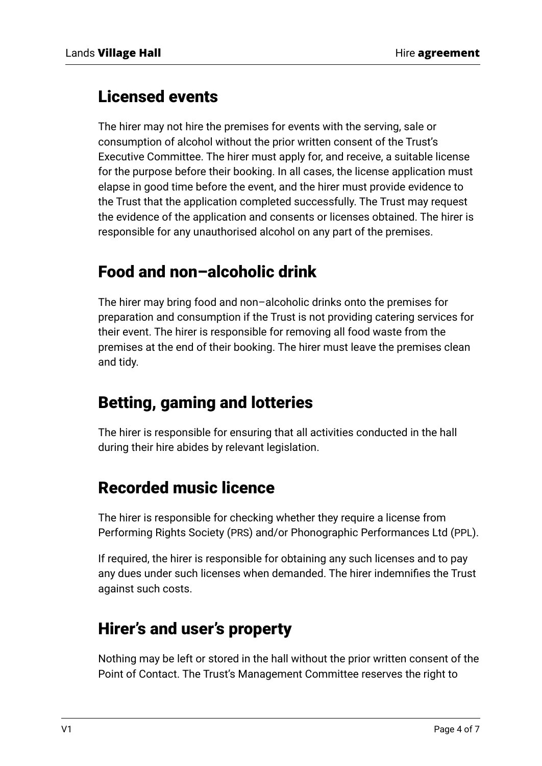## Licensed events

The hirer may not hire the premises for events with the serving, sale or consumption of alcohol without the prior written consent of the Trust's Executive Committee. The hirer must apply for, and receive, a suitable license for the purpose before their booking. In all cases, the license application must elapse in good time before the event, and the hirer must provide evidence to the Trust that the application completed successfully. The Trust may request the evidence of the application and consents or licenses obtained. The hirer is responsible for any unauthorised alcohol on any part of the premises.

## Food and non–alcoholic drink

The hirer may bring food and non–alcoholic drinks onto the premises for preparation and consumption if the Trust is not providing catering services for their event. The hirer is responsible for removing all food waste from the premises at the end of their booking. The hirer must leave the premises clean and tidy.

## Betting, gaming and lotteries

The hirer is responsible for ensuring that all activities conducted in the hall during their hire abides by relevant legislation.

## Recorded music licence

The hirer is responsible for checking whether they require a license from Performing Rights Society (PRS) and/or Phonographic Performances Ltd (PPL).

If required, the hirer is responsible for obtaining any such licenses and to pay any dues under such licenses when demanded. The hirer indemnifies the Trust against such costs.

## Hirer's and user's property

Nothing may be left or stored in the hall without the prior written consent of the Point of Contact. The Trust's Management Committee reserves the right to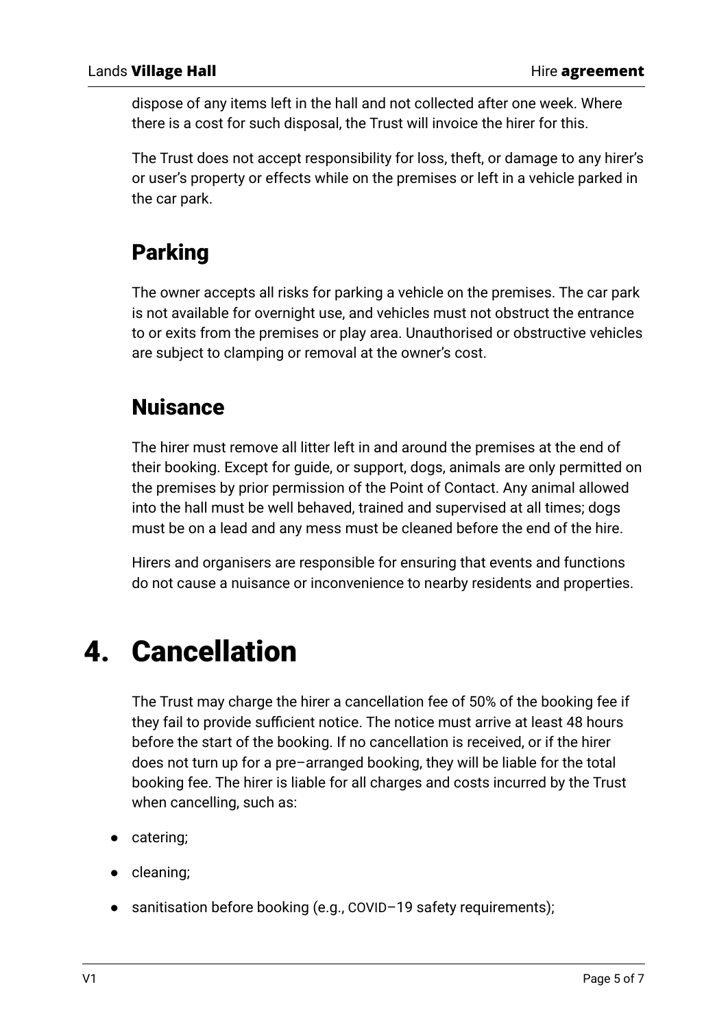dispose of any items left in the hall and not collected after one week. Where there is a cost for such disposal, the Trust will invoice the hirer for this.

The Trust does not accept responsibility for loss, theft, or damage to any hirer's or user's property or effects while on the premises or left in a vehicle parked in the car park.

## Parking

The owner accepts all risks for parking a vehicle on the premises. The car park is not available for overnight use, and vehicles must not obstruct the entrance to or exits from the premises or play area. Unauthorised or obstructive vehicles are subject to clamping or removal at the owner's cost.

## Nuisance

The hirer must remove all litter left in and around the premises at the end of their booking. Except for guide, or support, dogs, animals are only permitted on the premises by prior permission of the Point of Contact. Any animal allowed into the hall must be well behaved, trained and supervised at all times; dogs must be on a lead and any mess must be cleaned before the end of the hire.

Hirers and organisers are responsible for ensuring that events and functions do not cause a nuisance or inconvenience to nearby residents and properties.

# 4. Cancellation

The Trust may charge the hirer a cancellation fee of 50% of the booking fee if they fail to provide sufficient notice. The notice must arrive at least 48 hours before the start of the booking. If no cancellation is received, or if the hirer does not turn up for a pre–arranged booking, they will be liable for the total booking fee. The hirer is liable for all charges and costs incurred by the Trust when cancelling, such as:

- catering;
- cleaning;
- sanitisation before booking (e.g., COVID–19 safety requirements);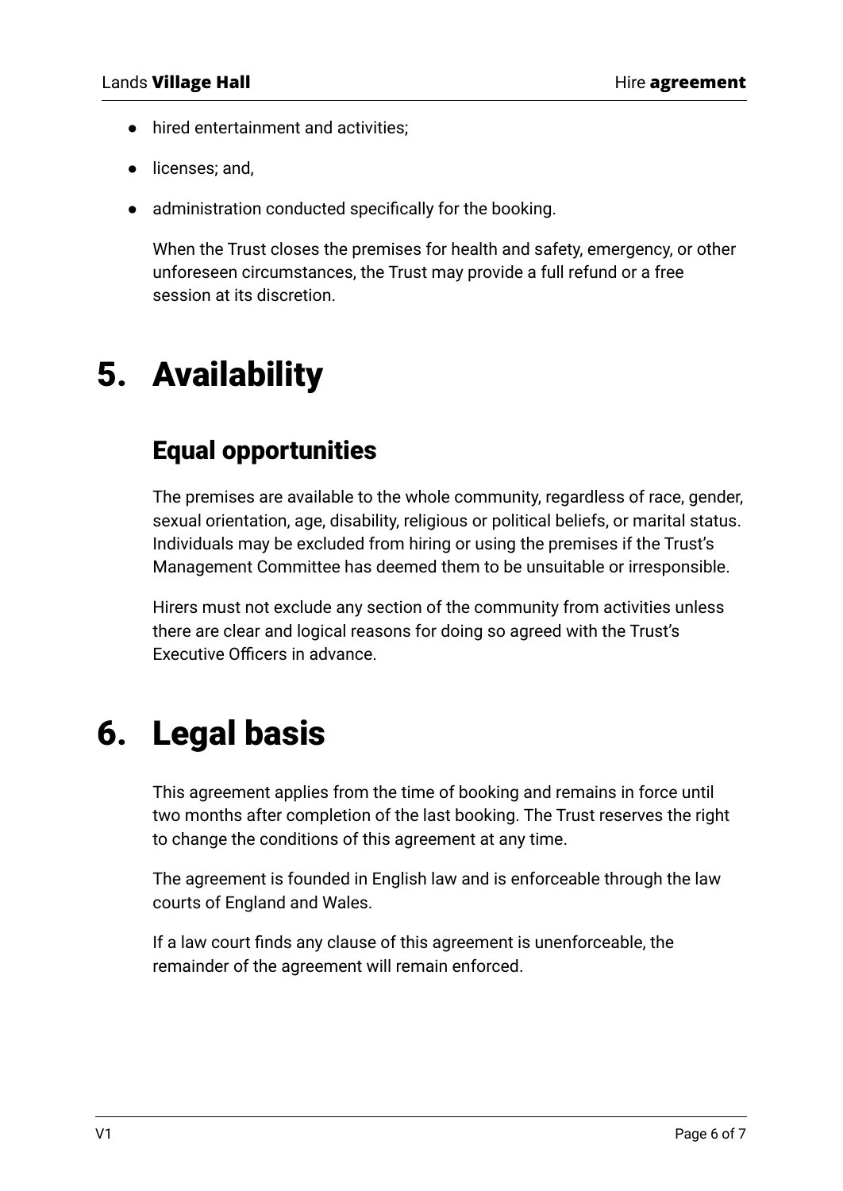- hired entertainment and activities;
- licenses; and,
- administration conducted specifically for the booking.

When the Trust closes the premises for health and safety, emergency, or other unforeseen circumstances, the Trust may provide a full refund or a free session at its discretion.

# 5. Availability

## Equal opportunities

The premises are available to the whole community, regardless of race, gender, sexual orientation, age, disability, religious or political beliefs, or marital status. Individuals may be excluded from hiring or using the premises if the Trust's Management Committee has deemed them to be unsuitable or irresponsible.

Hirers must not exclude any section of the community from activities unless there are clear and logical reasons for doing so agreed with the Trust's Executive Officers in advance.

# 6. Legal basis

This agreement applies from the time of booking and remains in force until two months after completion of the last booking. The Trust reserves the right to change the conditions of this agreement at any time.

The agreement is founded in English law and is enforceable through the law courts of England and Wales.

If a law court finds any clause of this agreement is unenforceable, the remainder of the agreement will remain enforced.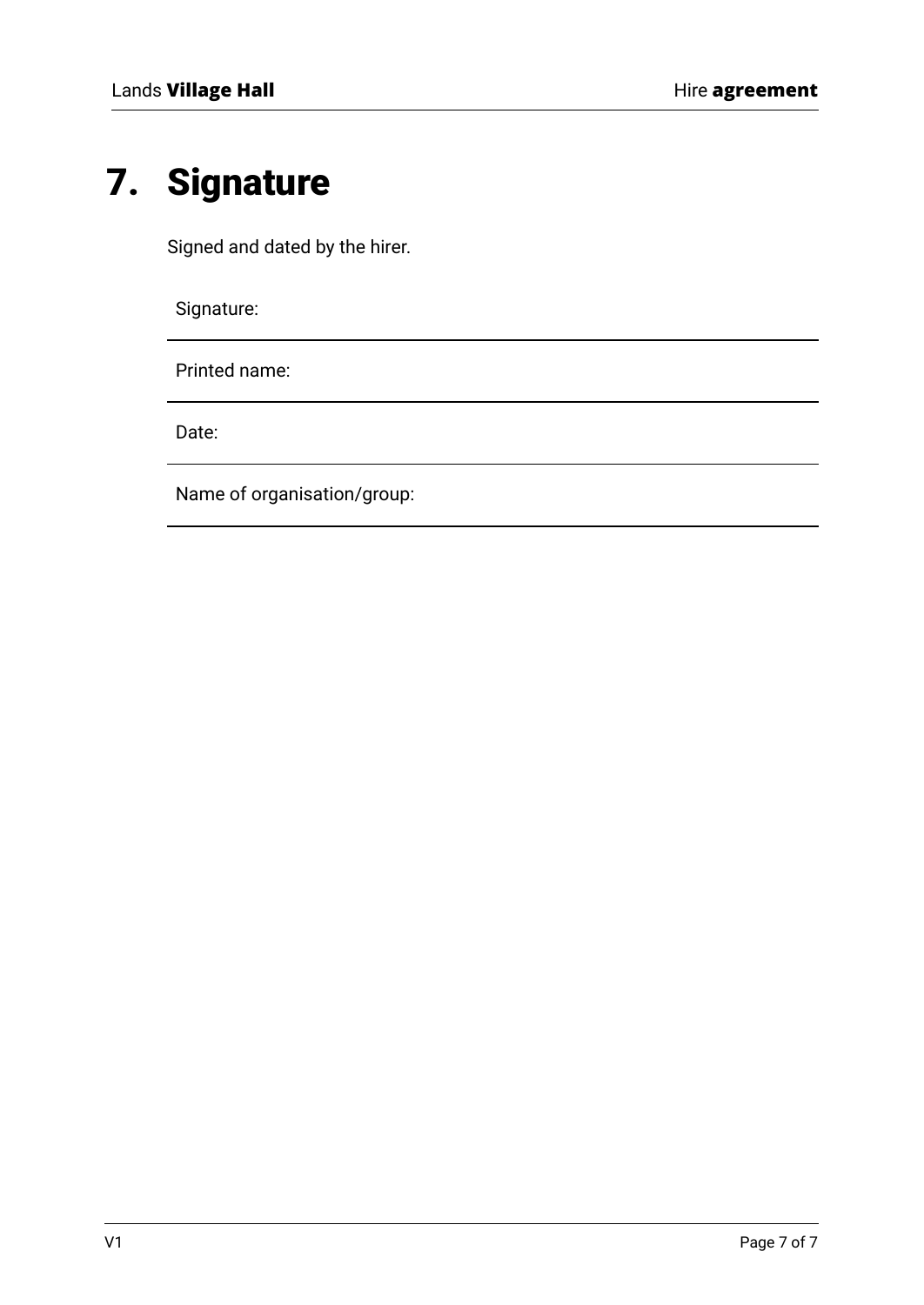# 7. Signature

Signed and dated by the hirer.

Signature:

---

Printed name:

---

Date:

---

Name of organisation/group:

---